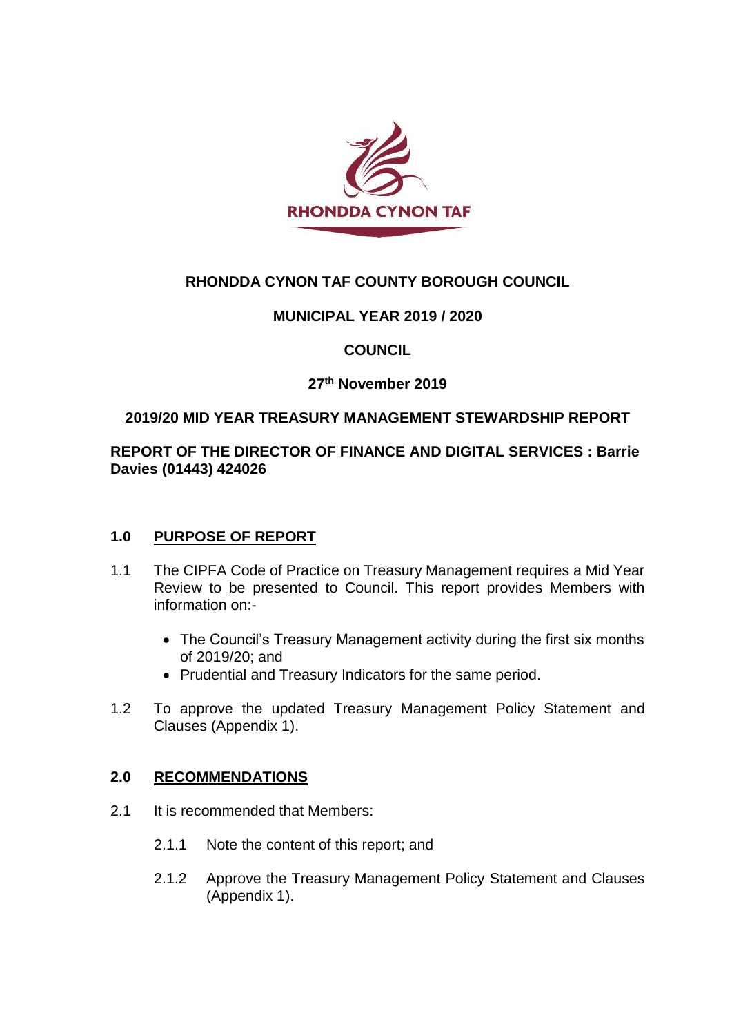RHONDDA CYNON TAF

**RHONDDA CYNON TAF COUNTY BOROUGH COUNCIL**

**MUNICIPAL YEAR 2019 / 2020**

**COUNCIL**

**27th November 2019**

**2019/20 MID YEAR TREASURY MANAGEMENT STEWARDSHIP REPORT**

**REPORT OF THE DIRECTOR OF FINANCE AND DIGITAL SERVICES : Barrie Davies (01443) 424026**

## 1.0 PURPOSE OF REPORT

1.1 The CIPFA Code of Practice on Treasury Management requires a Mid Year Review to be presented to Council. This report provides Members with information on:-

- The Council's Treasury Management activity during the first six months of 2019/20; and
- Prudential and Treasury Indicators for the same period.

1.2 To approve the updated Treasury Management Policy Statement and Clauses (Appendix 1).

## 2.0 RECOMMENDATIONS

2.1 It is recommended that Members:

2.1.1 Note the content of this report; and

2.1.2 Approve the Treasury Management Policy Statement and Clauses (Appendix 1).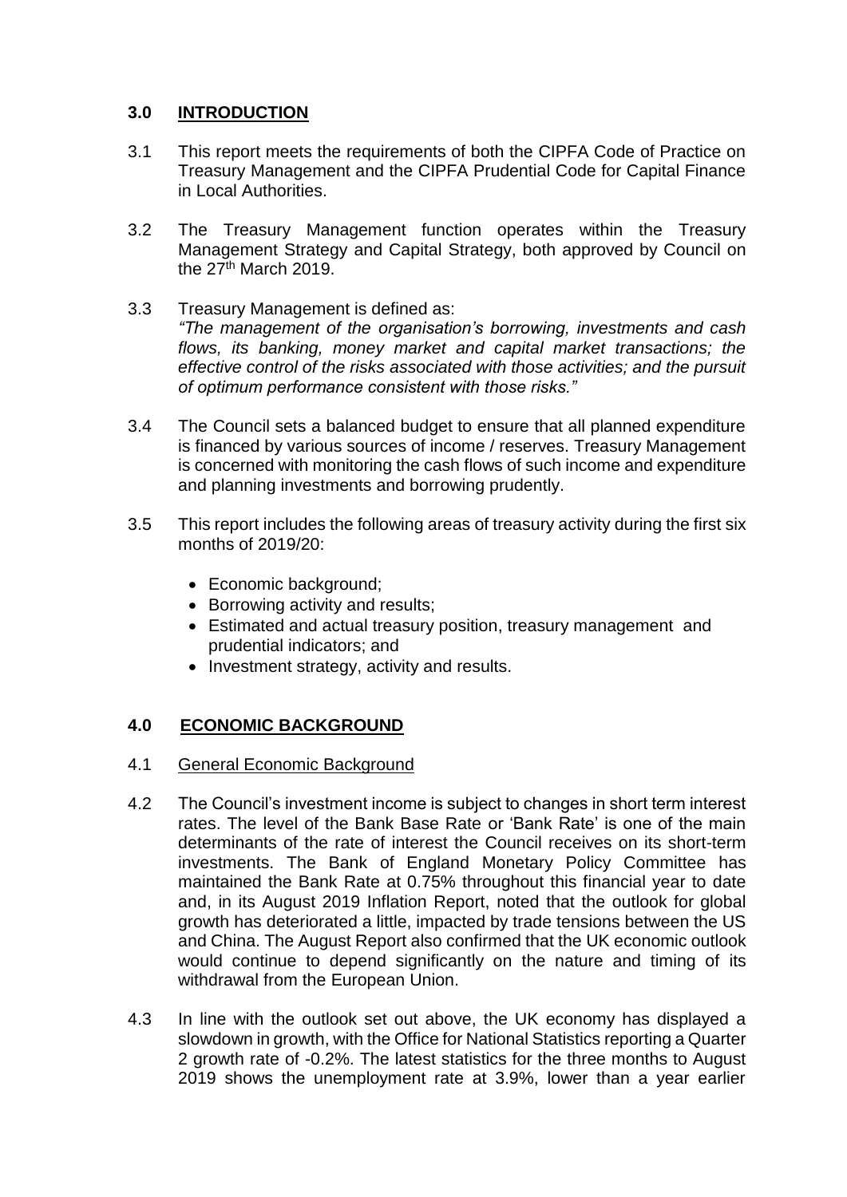## 3.0 INTRODUCTION

3.1 This report meets the requirements of both the CIPFA Code of Practice on Treasury Management and the CIPFA Prudential Code for Capital Finance in Local Authorities.

3.2 The Treasury Management function operates within the Treasury Management Strategy and Capital Strategy, both approved by Council on the 27th March 2019.

3.3 Treasury Management is defined as:
*"The management of the organisation's borrowing, investments and cash flows, its banking, money market and capital market transactions; the effective control of the risks associated with those activities; and the pursuit of optimum performance consistent with those risks."*

3.4 The Council sets a balanced budget to ensure that all planned expenditure is financed by various sources of income / reserves. Treasury Management is concerned with monitoring the cash flows of such income and expenditure and planning investments and borrowing prudently.

3.5 This report includes the following areas of treasury activity during the first six months of 2019/20:

- Economic background;
- Borrowing activity and results;
- Estimated and actual treasury position, treasury management and prudential indicators; and
- Investment strategy, activity and results.

## 4.0 ECONOMIC BACKGROUND

4.1 General Economic Background

4.2 The Council's investment income is subject to changes in short term interest rates. The level of the Bank Base Rate or 'Bank Rate' is one of the main determinants of the rate of interest the Council receives on its short-term investments. The Bank of England Monetary Policy Committee has maintained the Bank Rate at 0.75% throughout this financial year to date and, in its August 2019 Inflation Report, noted that the outlook for global growth has deteriorated a little, impacted by trade tensions between the US and China. The August Report also confirmed that the UK economic outlook would continue to depend significantly on the nature and timing of its withdrawal from the European Union.

4.3 In line with the outlook set out above, the UK economy has displayed a slowdown in growth, with the Office for National Statistics reporting a Quarter 2 growth rate of -0.2%. The latest statistics for the three months to August 2019 shows the unemployment rate at 3.9%, lower than a year earlier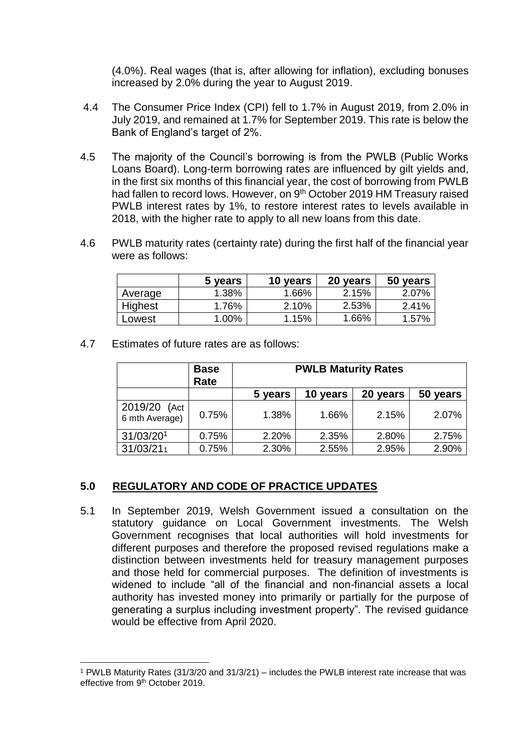(4.0%). Real wages (that is, after allowing for inflation), excluding bonuses increased by 2.0% during the year to August 2019.

4.4 The Consumer Price Index (CPI) fell to 1.7% in August 2019, from 2.0% in July 2019, and remained at 1.7% for September 2019. This rate is below the Bank of England's target of 2%.

4.5 The majority of the Council's borrowing is from the PWLB (Public Works Loans Board). Long-term borrowing rates are influenced by gilt yields and, in the first six months of this financial year, the cost of borrowing from PWLB had fallen to record lows. However, on 9th October 2019 HM Treasury raised PWLB interest rates by 1%, to restore interest rates to levels available in 2018, with the higher rate to apply to all new loans from this date.

4.6 PWLB maturity rates (certainty rate) during the first half of the financial year were as follows:

| | 5 years | 10 years | 20 years | 50 years |
|---|---|---|---|---|
| Average | 1.38% | 1.66% | 2.15% | 2.07% |
| Highest | 1.76% | 2.10% | 2.53% | 2.41% |
| Lowest | 1.00% | 1.15% | 1.66% | 1.57% |

4.7 Estimates of future rates are as follows:

| | Base Rate | PWLB Maturity Rates | | | |
|---|---|---|---|---|---|
| | | 5 years | 10 years | 20 years | 50 years |
| 2019/20 (Act 6 mth Average) | 0.75% | 1.38% | 1.66% | 2.15% | 2.07% |
| 31/03/20[1] | 0.75% | 2.20% | 2.35% | 2.80% | 2.75% |
| 31/03/21[1] | 0.75% | 2.30% | 2.55% | 2.95% | 2.90% |

## 5.0 REGULATORY AND CODE OF PRACTICE UPDATES

5.1 In September 2019, Welsh Government issued a consultation on the statutory guidance on Local Government investments. The Welsh Government recognises that local authorities will hold investments for different purposes and therefore the proposed revised regulations make a distinction between investments held for treasury management purposes and those held for commercial purposes. The definition of investments is widened to include "all of the financial and non-financial assets a local authority has invested money into primarily or partially for the purpose of generating a surplus including investment property". The revised guidance would be effective from April 2020.

[1] PWLB Maturity Rates (31/3/20 and 31/3/21) – includes the PWLB interest rate increase that was effective from 9th October 2019.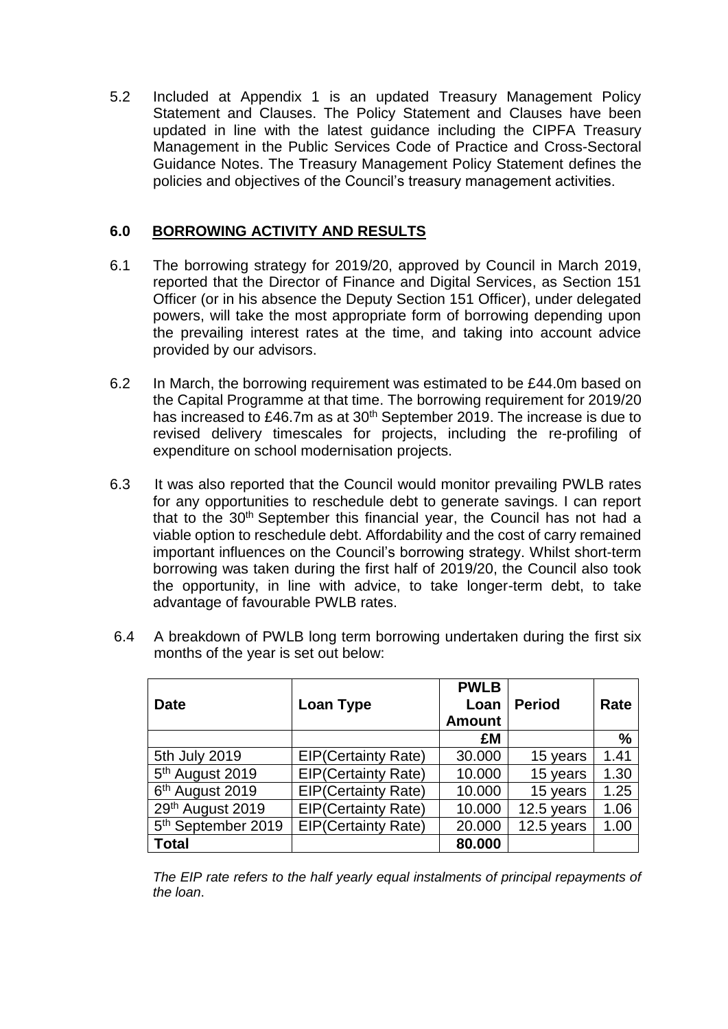5.2 Included at Appendix 1 is an updated Treasury Management Policy Statement and Clauses. The Policy Statement and Clauses have been updated in line with the latest guidance including the CIPFA Treasury Management in the Public Services Code of Practice and Cross-Sectoral Guidance Notes. The Treasury Management Policy Statement defines the policies and objectives of the Council's treasury management activities.

## 6.0 BORROWING ACTIVITY AND RESULTS

6.1 The borrowing strategy for 2019/20, approved by Council in March 2019, reported that the Director of Finance and Digital Services, as Section 151 Officer (or in his absence the Deputy Section 151 Officer), under delegated powers, will take the most appropriate form of borrowing depending upon the prevailing interest rates at the time, and taking into account advice provided by our advisors.

6.2 In March, the borrowing requirement was estimated to be £44.0m based on the Capital Programme at that time. The borrowing requirement for 2019/20 has increased to £46.7m as at 30th September 2019. The increase is due to revised delivery timescales for projects, including the re-profiling of expenditure on school modernisation projects.

6.3 It was also reported that the Council would monitor prevailing PWLB rates for any opportunities to reschedule debt to generate savings. I can report that to the 30th September this financial year, the Council has not had a viable option to reschedule debt. Affordability and the cost of carry remained important influences on the Council's borrowing strategy. Whilst short-term borrowing was taken during the first half of 2019/20, the Council also took the opportunity, in line with advice, to take longer-term debt, to take advantage of favourable PWLB rates.

6.4 A breakdown of PWLB long term borrowing undertaken during the first six months of the year is set out below:

| Date | Loan Type | PWLB Loan Amount | Period | Rate |
|---|---|---|---|---|
| | | £M | | % |
| 5th July 2019 | EIP(Certainty Rate) | 30.000 | 15 years | 1.41 |
| 5th August 2019 | EIP(Certainty Rate) | 10.000 | 15 years | 1.30 |
| 6th August 2019 | EIP(Certainty Rate) | 10.000 | 15 years | 1.25 |
| 29th August 2019 | EIP(Certainty Rate) | 10.000 | 12.5 years | 1.06 |
| 5th September 2019 | EIP(Certainty Rate) | 20.000 | 12.5 years | 1.00 |
| **Total** | | **80.000** | | |

*The EIP rate refers to the half yearly equal instalments of principal repayments of the loan.*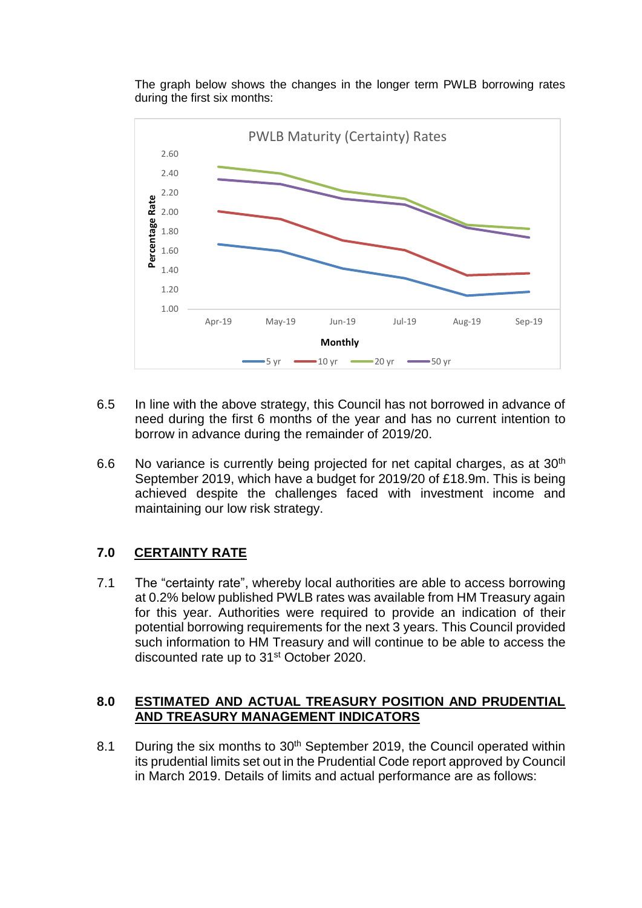The graph below shows the changes in the longer term PWLB borrowing rates during the first six months:

6.5 In line with the above strategy, this Council has not borrowed in advance of need during the first 6 months of the year and has no current intention to borrow in advance during the remainder of 2019/20.

6.6 No variance is currently being projected for net capital charges, as at 30th September 2019, which have a budget for 2019/20 of £18.9m. This is being achieved despite the challenges faced with investment income and maintaining our low risk strategy.

## 7.0 CERTAINTY RATE

7.1 The "certainty rate", whereby local authorities are able to access borrowing at 0.2% below published PWLB rates was available from HM Treasury again for this year. Authorities were required to provide an indication of their potential borrowing requirements for the next 3 years. This Council provided such information to HM Treasury and will continue to be able to access the discounted rate up to 31st October 2020.

## 8.0 ESTIMATED AND ACTUAL TREASURY POSITION AND PRUDENTIAL AND TREASURY MANAGEMENT INDICATORS

8.1 During the six months to 30th September 2019, the Council operated within its prudential limits set out in the Prudential Code report approved by Council in March 2019. Details of limits and actual performance are as follows: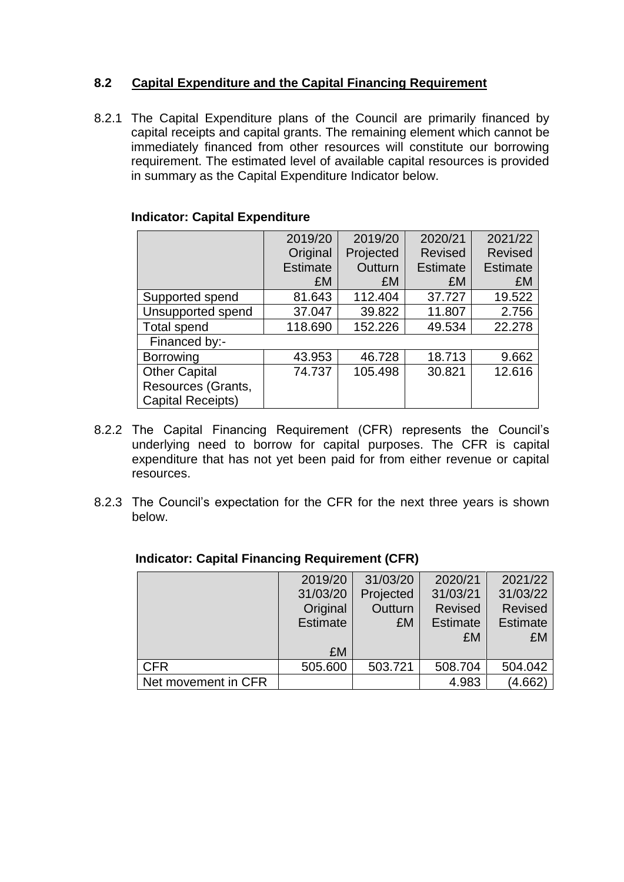## 8.2 Capital Expenditure and the Capital Financing Requirement

8.2.1 The Capital Expenditure plans of the Council are primarily financed by capital receipts and capital grants. The remaining element which cannot be immediately financed from other resources will constitute our borrowing requirement. The estimated level of available capital resources is provided in summary as the Capital Expenditure Indicator below.

**Indicator: Capital Expenditure**

| | 2019/20 Original Estimate £M | 2019/20 Projected Outturn £M | 2020/21 Revised Estimate £M | 2021/22 Revised Estimate £M |
|---|---|---|---|---|
| Supported spend | 81.643 | 112.404 | 37.727 | 19.522 |
| Unsupported spend | 37.047 | 39.822 | 11.807 | 2.756 |
| Total spend | 118.690 | 152.226 | 49.534 | 22.278 |
| Financed by:- | | | | |
| Borrowing | 43.953 | 46.728 | 18.713 | 9.662 |
| Other Capital Resources (Grants, Capital Receipts) | 74.737 | 105.498 | 30.821 | 12.616 |

8.2.2 The Capital Financing Requirement (CFR) represents the Council's underlying need to borrow for capital purposes. The CFR is capital expenditure that has not yet been paid for from either revenue or capital resources.

8.2.3 The Council's expectation for the CFR for the next three years is shown below.

**Indicator: Capital Financing Requirement (CFR)**

| | 2019/20 31/03/20 Original Estimate £M | 31/03/20 Projected Outturn £M | 2020/21 31/03/21 Revised Estimate £M | 2021/22 31/03/22 Revised Estimate £M |
|---|---|---|---|---|
| CFR | 505.600 | 503.721 | 508.704 | 504.042 |
| Net movement in CFR | | | 4.983 | (4.662) |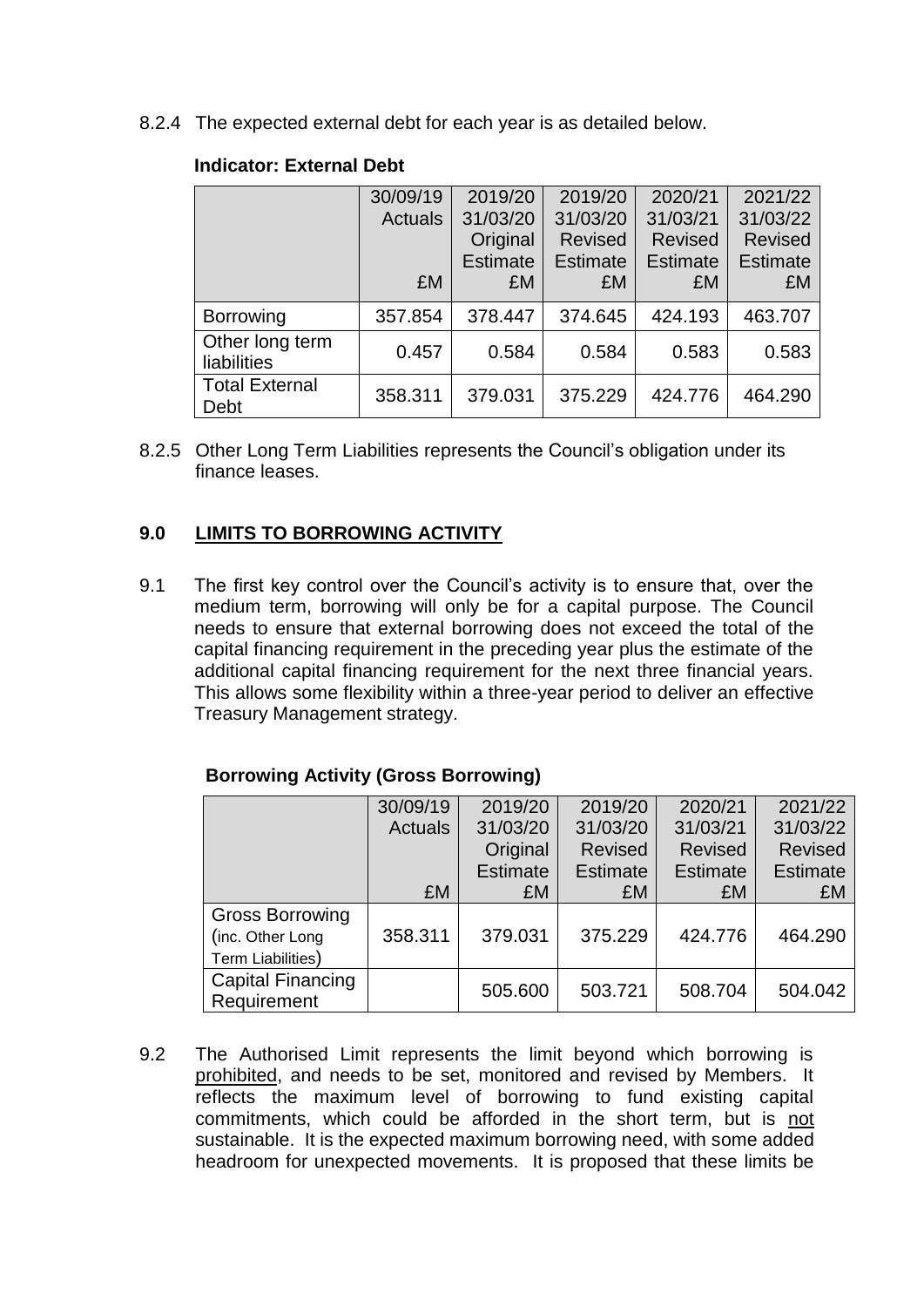8.2.4 The expected external debt for each year is as detailed below.

**Indicator: External Debt**

| | 30/09/19 Actuals £M | 2019/20 31/03/20 Original Estimate £M | 2019/20 31/03/20 Revised Estimate £M | 2020/21 31/03/21 Revised Estimate £M | 2021/22 31/03/22 Revised Estimate £M |
|---|---|---|---|---|---|
| Borrowing | 357.854 | 378.447 | 374.645 | 424.193 | 463.707 |
| Other long term liabilities | 0.457 | 0.584 | 0.584 | 0.583 | 0.583 |
| Total External Debt | 358.311 | 379.031 | 375.229 | 424.776 | 464.290 |

8.2.5 Other Long Term Liabilities represents the Council's obligation under its finance leases.

## 9.0 LIMITS TO BORROWING ACTIVITY

9.1 The first key control over the Council's activity is to ensure that, over the medium term, borrowing will only be for a capital purpose. The Council needs to ensure that external borrowing does not exceed the total of the capital financing requirement in the preceding year plus the estimate of the additional capital financing requirement for the next three financial years. This allows some flexibility within a three-year period to deliver an effective Treasury Management strategy.

**Borrowing Activity (Gross Borrowing)**

| | 30/09/19 Actuals £M | 2019/20 31/03/20 Original Estimate £M | 2019/20 31/03/20 Revised Estimate £M | 2020/21 31/03/21 Revised Estimate £M | 2021/22 31/03/22 Revised Estimate £M |
|---|---|---|---|---|---|
| Gross Borrowing (inc. Other Long Term Liabilities) | 358.311 | 379.031 | 375.229 | 424.776 | 464.290 |
| Capital Financing Requirement | | 505.600 | 503.721 | 508.704 | 504.042 |

9.2 The Authorised Limit represents the limit beyond which borrowing is prohibited, and needs to be set, monitored and revised by Members. It reflects the maximum level of borrowing to fund existing capital commitments, which could be afforded in the short term, but is not sustainable. It is the expected maximum borrowing need, with some added headroom for unexpected movements. It is proposed that these limits be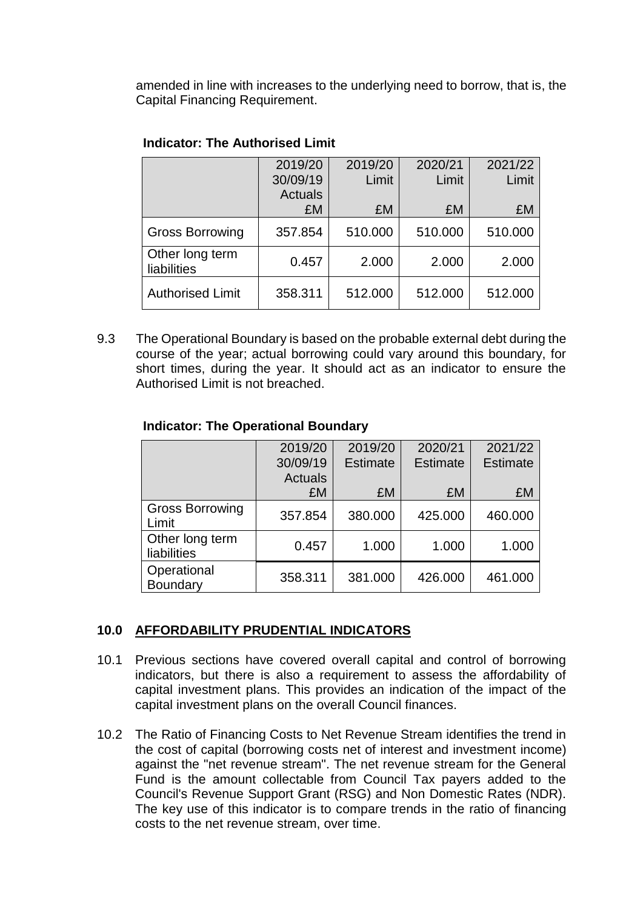amended in line with increases to the underlying need to borrow, that is, the Capital Financing Requirement.

**Indicator: The Authorised Limit**

| | 2019/20 30/09/19 Actuals £M | 2019/20 Limit £M | 2020/21 Limit £M | 2021/22 Limit £M |
|---|---|---|---|---|
| Gross Borrowing | 357.854 | 510.000 | 510.000 | 510.000 |
| Other long term liabilities | 0.457 | 2.000 | 2.000 | 2.000 |
| Authorised Limit | 358.311 | 512.000 | 512.000 | 512.000 |

9.3 The Operational Boundary is based on the probable external debt during the course of the year; actual borrowing could vary around this boundary, for short times, during the year. It should act as an indicator to ensure the Authorised Limit is not breached.

**Indicator: The Operational Boundary**

| | 2019/20 30/09/19 Actuals £M | 2019/20 Estimate £M | 2020/21 Estimate £M | 2021/22 Estimate £M |
|---|---|---|---|---|
| Gross Borrowing Limit | 357.854 | 380.000 | 425.000 | 460.000 |
| Other long term liabilities | 0.457 | 1.000 | 1.000 | 1.000 |
| Operational Boundary | 358.311 | 381.000 | 426.000 | 461.000 |

## 10.0 AFFORDABILITY PRUDENTIAL INDICATORS

10.1 Previous sections have covered overall capital and control of borrowing indicators, but there is also a requirement to assess the affordability of capital investment plans. This provides an indication of the impact of the capital investment plans on the overall Council finances.

10.2 The Ratio of Financing Costs to Net Revenue Stream identifies the trend in the cost of capital (borrowing costs net of interest and investment income) against the "net revenue stream". The net revenue stream for the General Fund is the amount collectable from Council Tax payers added to the Council's Revenue Support Grant (RSG) and Non Domestic Rates (NDR). The key use of this indicator is to compare trends in the ratio of financing costs to the net revenue stream, over time.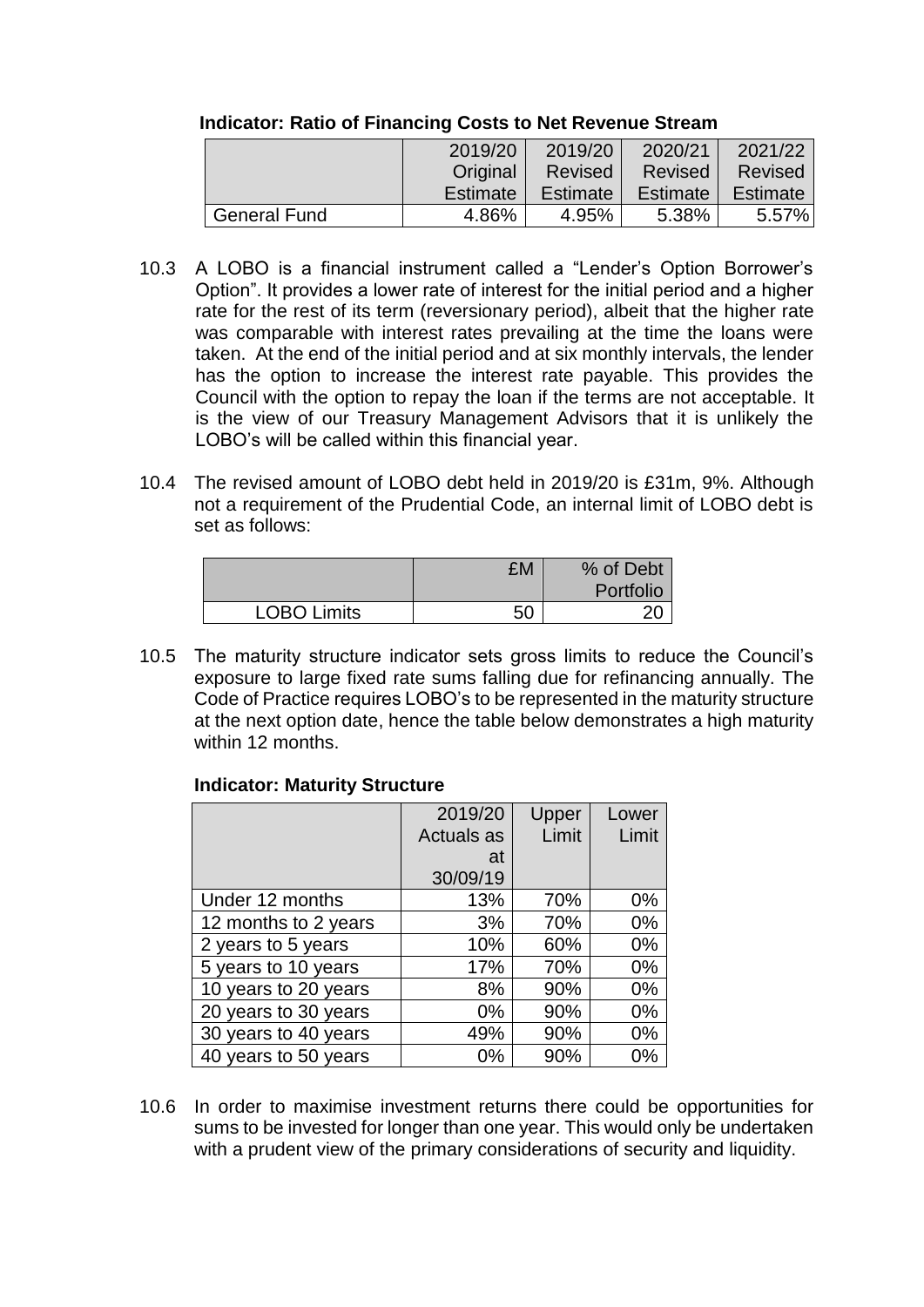**Indicator: Ratio of Financing Costs to Net Revenue Stream**

| | 2019/20 Original Estimate | 2019/20 Revised Estimate | 2020/21 Revised Estimate | 2021/22 Revised Estimate |
|---|---|---|---|---|
| General Fund | 4.86% | 4.95% | 5.38% | 5.57% |

10.3 A LOBO is a financial instrument called a "Lender's Option Borrower's Option". It provides a lower rate of interest for the initial period and a higher rate for the rest of its term (reversionary period), albeit that the higher rate was comparable with interest rates prevailing at the time the loans were taken. At the end of the initial period and at six monthly intervals, the lender has the option to increase the interest rate payable. This provides the Council with the option to repay the loan if the terms are not acceptable. It is the view of our Treasury Management Advisors that it is unlikely the LOBO's will be called within this financial year.

10.4 The revised amount of LOBO debt held in 2019/20 is £31m, 9%. Although not a requirement of the Prudential Code, an internal limit of LOBO debt is set as follows:

| | £M | % of Debt Portfolio |
|---|---|---|
| LOBO Limits | 50 | 20 |

10.5 The maturity structure indicator sets gross limits to reduce the Council's exposure to large fixed rate sums falling due for refinancing annually. The Code of Practice requires LOBO's to be represented in the maturity structure at the next option date, hence the table below demonstrates a high maturity within 12 months.

**Indicator: Maturity Structure**

| | 2019/20 Actuals as at 30/09/19 | Upper Limit | Lower Limit |
|---|---|---|---|
| Under 12 months | 13% | 70% | 0% |
| 12 months to 2 years | 3% | 70% | 0% |
| 2 years to 5 years | 10% | 60% | 0% |
| 5 years to 10 years | 17% | 70% | 0% |
| 10 years to 20 years | 8% | 90% | 0% |
| 20 years to 30 years | 0% | 90% | 0% |
| 30 years to 40 years | 49% | 90% | 0% |
| 40 years to 50 years | 0% | 90% | 0% |

10.6 In order to maximise investment returns there could be opportunities for sums to be invested for longer than one year. This would only be undertaken with a prudent view of the primary considerations of security and liquidity.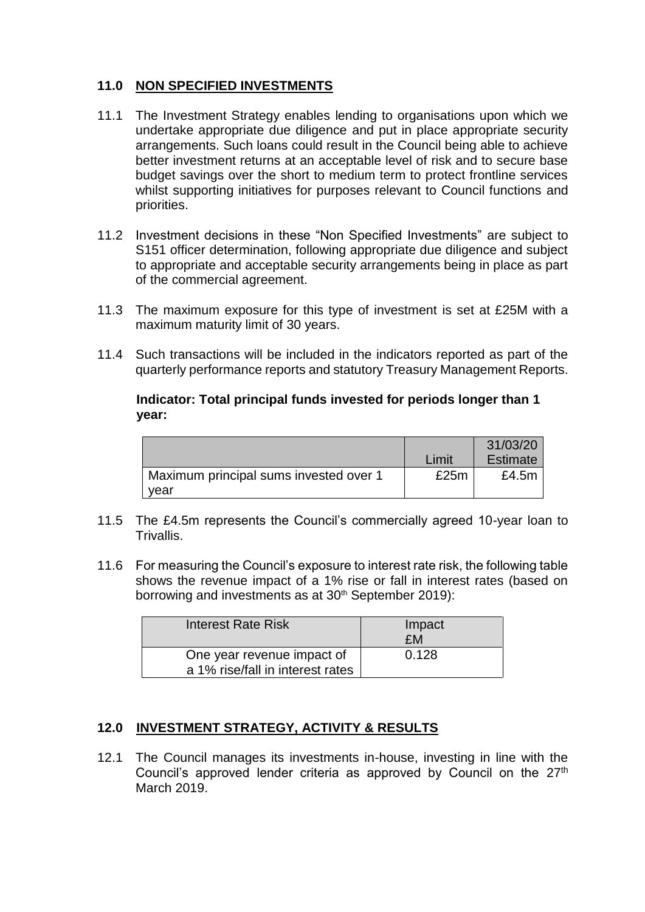## 11.0 NON SPECIFIED INVESTMENTS

11.1 The Investment Strategy enables lending to organisations upon which we undertake appropriate due diligence and put in place appropriate security arrangements. Such loans could result in the Council being able to achieve better investment returns at an acceptable level of risk and to secure base budget savings over the short to medium term to protect frontline services whilst supporting initiatives for purposes relevant to Council functions and priorities.

11.2 Investment decisions in these "Non Specified Investments" are subject to S151 officer determination, following appropriate due diligence and subject to appropriate and acceptable security arrangements being in place as part of the commercial agreement.

11.3 The maximum exposure for this type of investment is set at £25M with a maximum maturity limit of 30 years.

11.4 Such transactions will be included in the indicators reported as part of the quarterly performance reports and statutory Treasury Management Reports.

**Indicator: Total principal funds invested for periods longer than 1 year:**

| | Limit | 31/03/20 Estimate |
|---|---|---|
| Maximum principal sums invested over 1 year | £25m | £4.5m |

11.5 The £4.5m represents the Council's commercially agreed 10-year loan to Trivallis.

11.6 For measuring the Council's exposure to interest rate risk, the following table shows the revenue impact of a 1% rise or fall in interest rates (based on borrowing and investments as at 30th September 2019):

| Interest Rate Risk | Impact £M |
|---|---|
| One year revenue impact of a 1% rise/fall in interest rates | 0.128 |

## 12.0 INVESTMENT STRATEGY, ACTIVITY & RESULTS

12.1 The Council manages its investments in-house, investing in line with the Council's approved lender criteria as approved by Council on the 27th March 2019.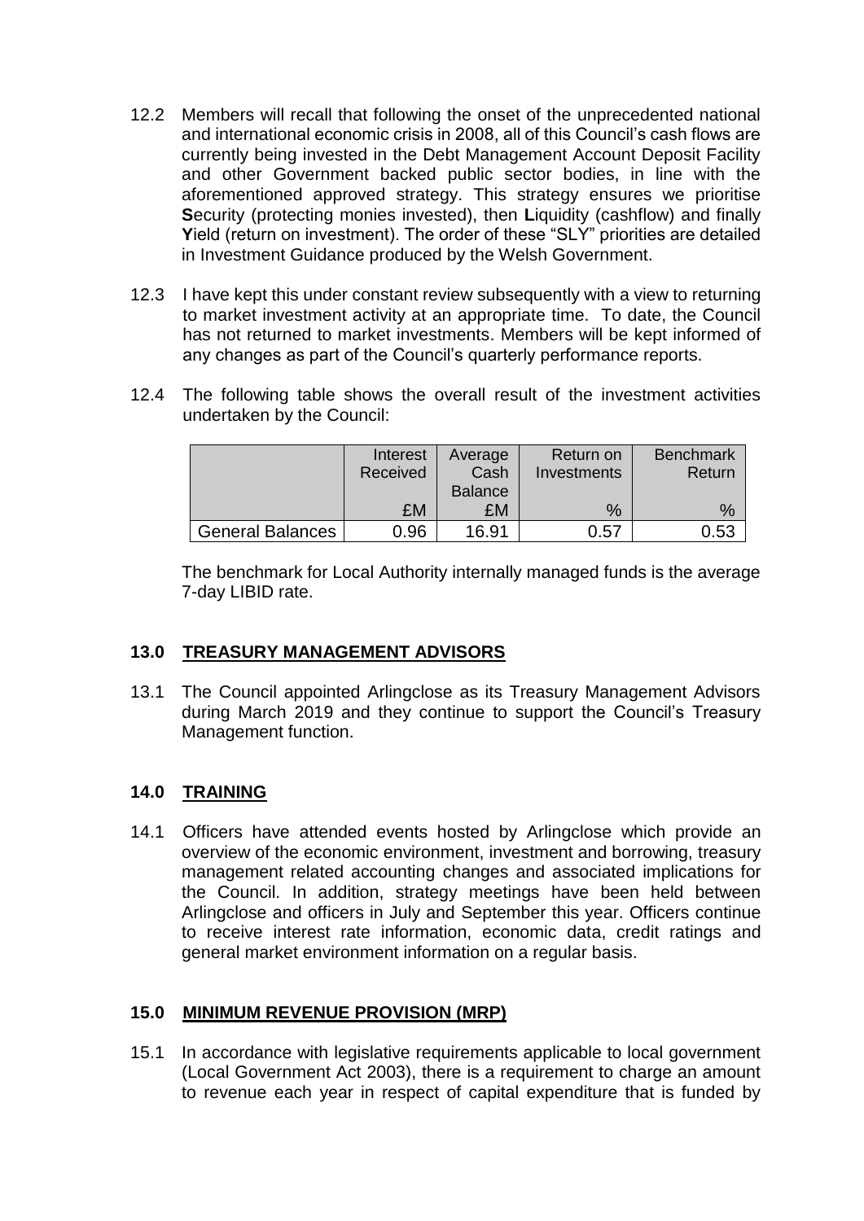12.2 Members will recall that following the onset of the unprecedented national and international economic crisis in 2008, all of this Council's cash flows are currently being invested in the Debt Management Account Deposit Facility and other Government backed public sector bodies, in line with the aforementioned approved strategy. This strategy ensures we prioritise **S**ecurity (protecting monies invested), then **L**iquidity (cashflow) and finally **Y**ield (return on investment). The order of these "SLY" priorities are detailed in Investment Guidance produced by the Welsh Government.

12.3 I have kept this under constant review subsequently with a view to returning to market investment activity at an appropriate time. To date, the Council has not returned to market investments. Members will be kept informed of any changes as part of the Council's quarterly performance reports.

12.4 The following table shows the overall result of the investment activities undertaken by the Council:

| | Interest Received £M | Average Cash Balance £M | Return on Investments % | Benchmark Return % |
|---|---|---|---|---|
| General Balances | 0.96 | 16.91 | 0.57 | 0.53 |

The benchmark for Local Authority internally managed funds is the average 7-day LIBID rate.

## 13.0 TREASURY MANAGEMENT ADVISORS

13.1 The Council appointed Arlingclose as its Treasury Management Advisors during March 2019 and they continue to support the Council's Treasury Management function.

## 14.0 TRAINING

14.1 Officers have attended events hosted by Arlingclose which provide an overview of the economic environment, investment and borrowing, treasury management related accounting changes and associated implications for the Council. In addition, strategy meetings have been held between Arlingclose and officers in July and September this year. Officers continue to receive interest rate information, economic data, credit ratings and general market environment information on a regular basis.

## 15.0 MINIMUM REVENUE PROVISION (MRP)

15.1 In accordance with legislative requirements applicable to local government (Local Government Act 2003), there is a requirement to charge an amount to revenue each year in respect of capital expenditure that is funded by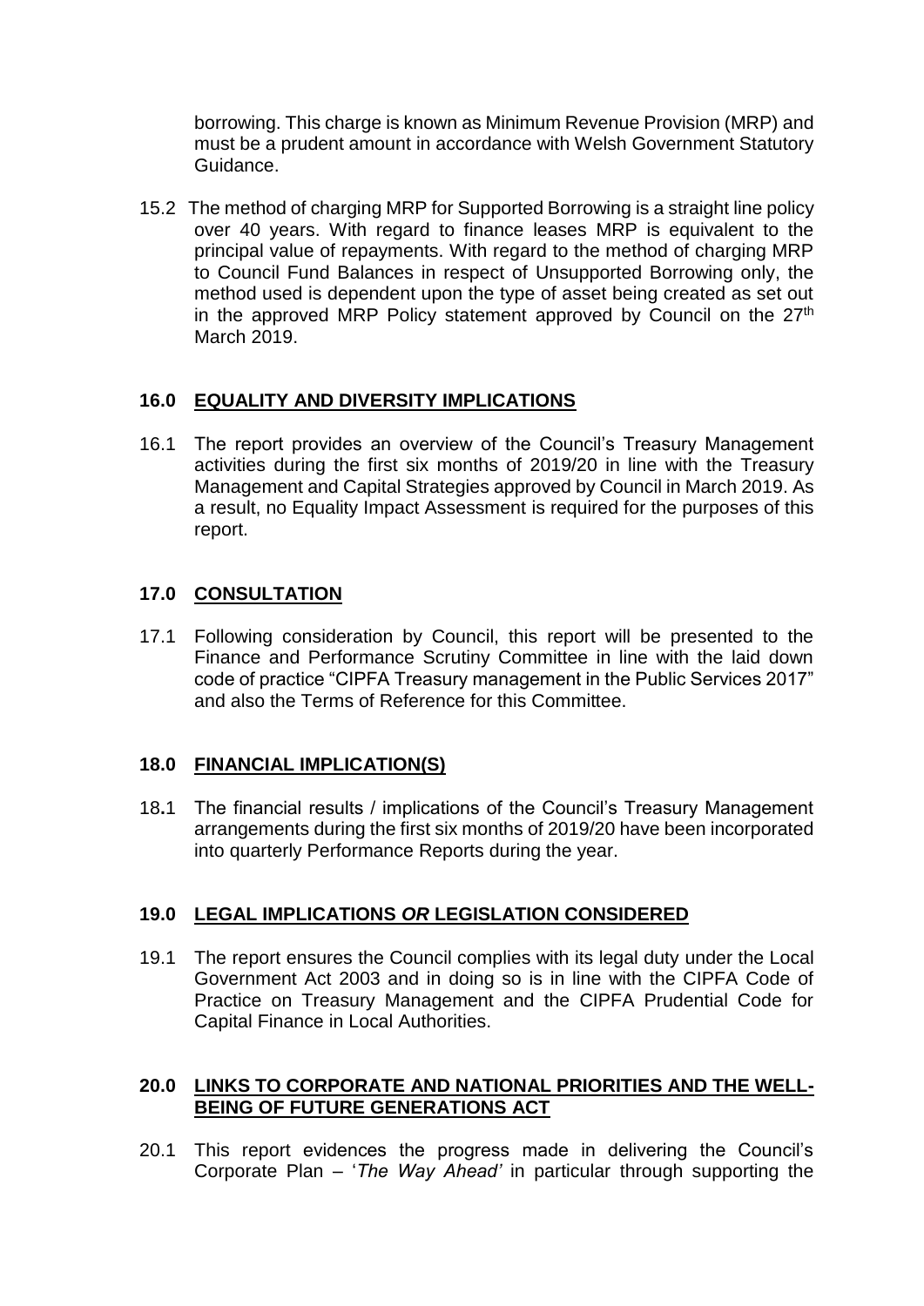borrowing. This charge is known as Minimum Revenue Provision (MRP) and must be a prudent amount in accordance with Welsh Government Statutory Guidance.

15.2 The method of charging MRP for Supported Borrowing is a straight line policy over 40 years. With regard to finance leases MRP is equivalent to the principal value of repayments. With regard to the method of charging MRP to Council Fund Balances in respect of Unsupported Borrowing only, the method used is dependent upon the type of asset being created as set out in the approved MRP Policy statement approved by Council on the 27th March 2019.

## 16.0 EQUALITY AND DIVERSITY IMPLICATIONS

16.1 The report provides an overview of the Council's Treasury Management activities during the first six months of 2019/20 in line with the Treasury Management and Capital Strategies approved by Council in March 2019. As a result, no Equality Impact Assessment is required for the purposes of this report.

## 17.0 CONSULTATION

17.1 Following consideration by Council, this report will be presented to the Finance and Performance Scrutiny Committee in line with the laid down code of practice "CIPFA Treasury management in the Public Services 2017" and also the Terms of Reference for this Committee.

## 18.0 FINANCIAL IMPLICATION(S)

18.1 The financial results / implications of the Council's Treasury Management arrangements during the first six months of 2019/20 have been incorporated into quarterly Performance Reports during the year.

## 19.0 LEGAL IMPLICATIONS *OR* LEGISLATION CONSIDERED

19.1 The report ensures the Council complies with its legal duty under the Local Government Act 2003 and in doing so is in line with the CIPFA Code of Practice on Treasury Management and the CIPFA Prudential Code for Capital Finance in Local Authorities.

## 20.0 LINKS TO CORPORATE AND NATIONAL PRIORITIES AND THE WELL-BEING OF FUTURE GENERATIONS ACT

20.1 This report evidences the progress made in delivering the Council's Corporate Plan – '*The Way Ahead'* in particular through supporting the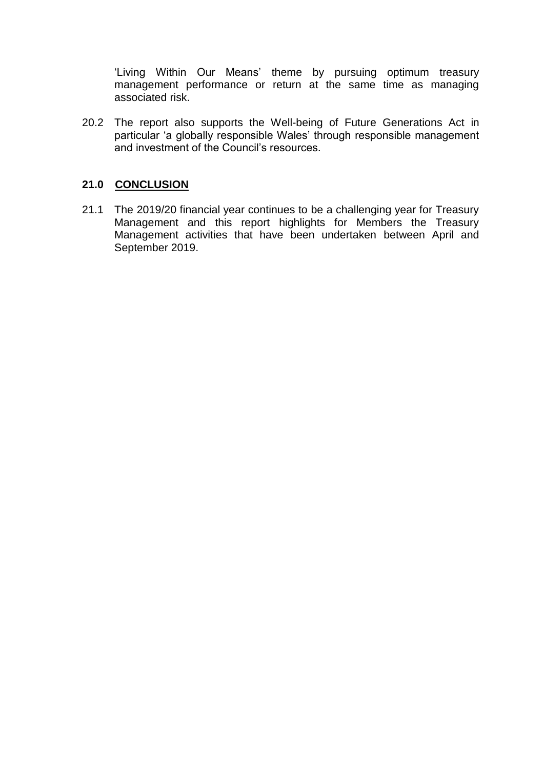'Living Within Our Means' theme by pursuing optimum treasury management performance or return at the same time as managing associated risk.

20.2 The report also supports the Well-being of Future Generations Act in particular 'a globally responsible Wales' through responsible management and investment of the Council's resources.

## 21.0 CONCLUSION

21.1 The 2019/20 financial year continues to be a challenging year for Treasury Management and this report highlights for Members the Treasury Management activities that have been undertaken between April and September 2019.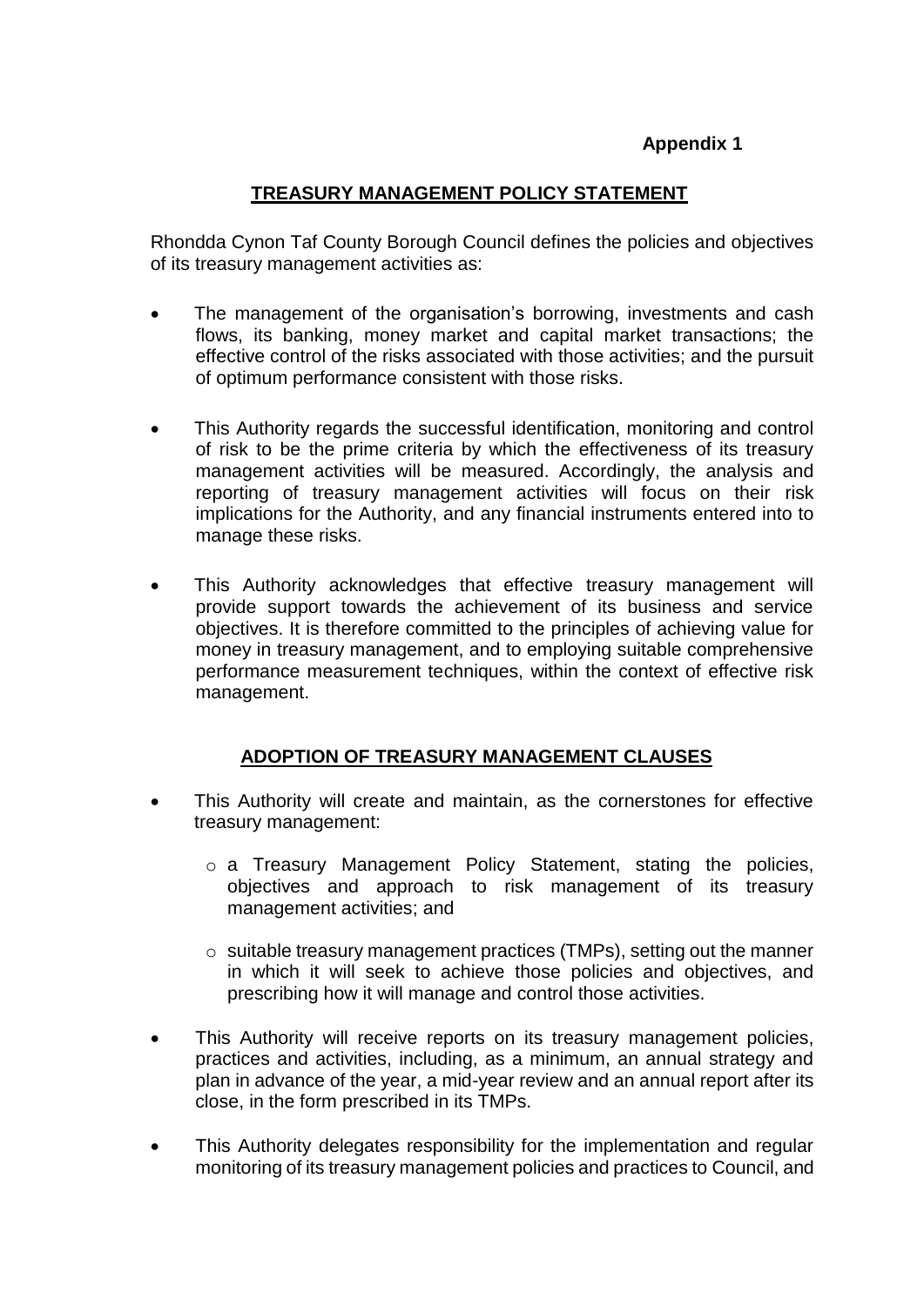**Appendix 1**

## TREASURY MANAGEMENT POLICY STATEMENT

Rhondda Cynon Taf County Borough Council defines the policies and objectives of its treasury management activities as:

- The management of the organisation's borrowing, investments and cash flows, its banking, money market and capital market transactions; the effective control of the risks associated with those activities; and the pursuit of optimum performance consistent with those risks.

- This Authority regards the successful identification, monitoring and control of risk to be the prime criteria by which the effectiveness of its treasury management activities will be measured. Accordingly, the analysis and reporting of treasury management activities will focus on their risk implications for the Authority, and any financial instruments entered into to manage these risks.

- This Authority acknowledges that effective treasury management will provide support towards the achievement of its business and service objectives. It is therefore committed to the principles of achieving value for money in treasury management, and to employing suitable comprehensive performance measurement techniques, within the context of effective risk management.

## ADOPTION OF TREASURY MANAGEMENT CLAUSES

- This Authority will create and maintain, as the cornerstones for effective treasury management:
    - a Treasury Management Policy Statement, stating the policies, objectives and approach to risk management of its treasury management activities; and
    - suitable treasury management practices (TMPs), setting out the manner in which it will seek to achieve those policies and objectives, and prescribing how it will manage and control those activities.

- This Authority will receive reports on its treasury management policies, practices and activities, including, as a minimum, an annual strategy and plan in advance of the year, a mid-year review and an annual report after its close, in the form prescribed in its TMPs.

- This Authority delegates responsibility for the implementation and regular monitoring of its treasury management policies and practices to Council, and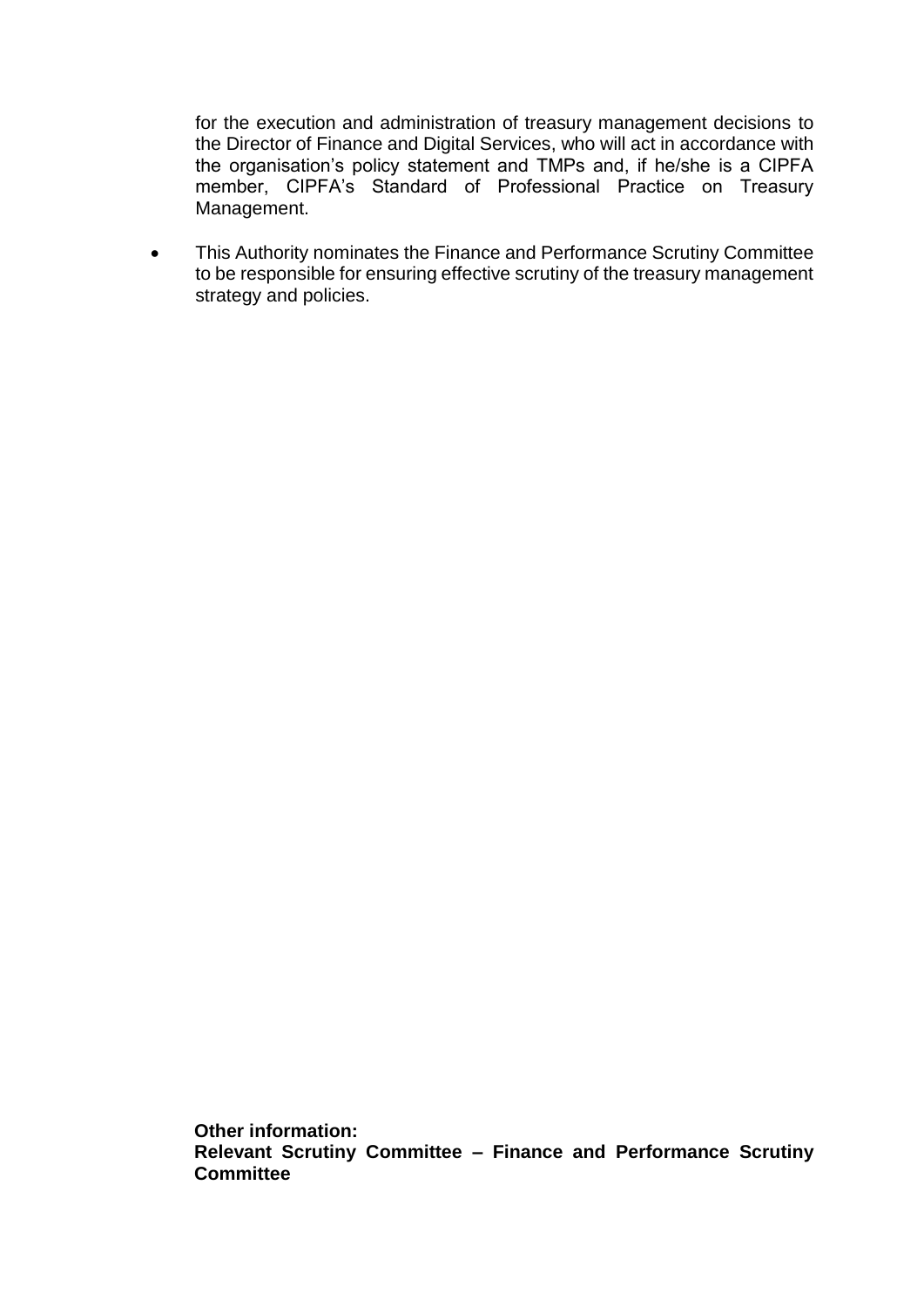for the execution and administration of treasury management decisions to the Director of Finance and Digital Services, who will act in accordance with the organisation's policy statement and TMPs and, if he/she is a CIPFA member, CIPFA's Standard of Professional Practice on Treasury Management.

- This Authority nominates the Finance and Performance Scrutiny Committee to be responsible for ensuring effective scrutiny of the treasury management strategy and policies.

**Other information:**
**Relevant Scrutiny Committee – Finance and Performance Scrutiny Committee**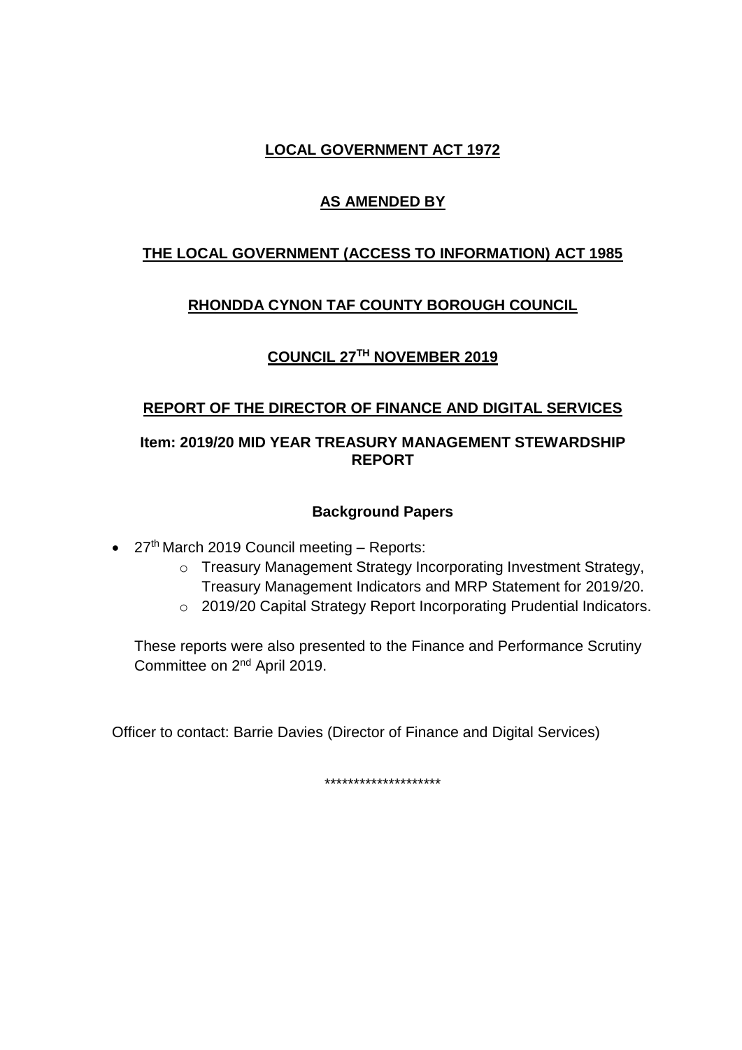**LOCAL GOVERNMENT ACT 1972**

**AS AMENDED BY**

**THE LOCAL GOVERNMENT (ACCESS TO INFORMATION) ACT 1985**

**RHONDDA CYNON TAF COUNTY BOROUGH COUNCIL**

**COUNCIL 27TH NOVEMBER 2019**

**REPORT OF THE DIRECTOR OF FINANCE AND DIGITAL SERVICES**

**Item: 2019/20 MID YEAR TREASURY MANAGEMENT STEWARDSHIP REPORT**

**Background Papers**

- 27th March 2019 Council meeting – Reports:
  - Treasury Management Strategy Incorporating Investment Strategy, Treasury Management Indicators and MRP Statement for 2019/20.
  - 2019/20 Capital Strategy Report Incorporating Prudential Indicators.

  These reports were also presented to the Finance and Performance Scrutiny Committee on 2nd April 2019.

Officer to contact: Barrie Davies (Director of Finance and Digital Services)

********************